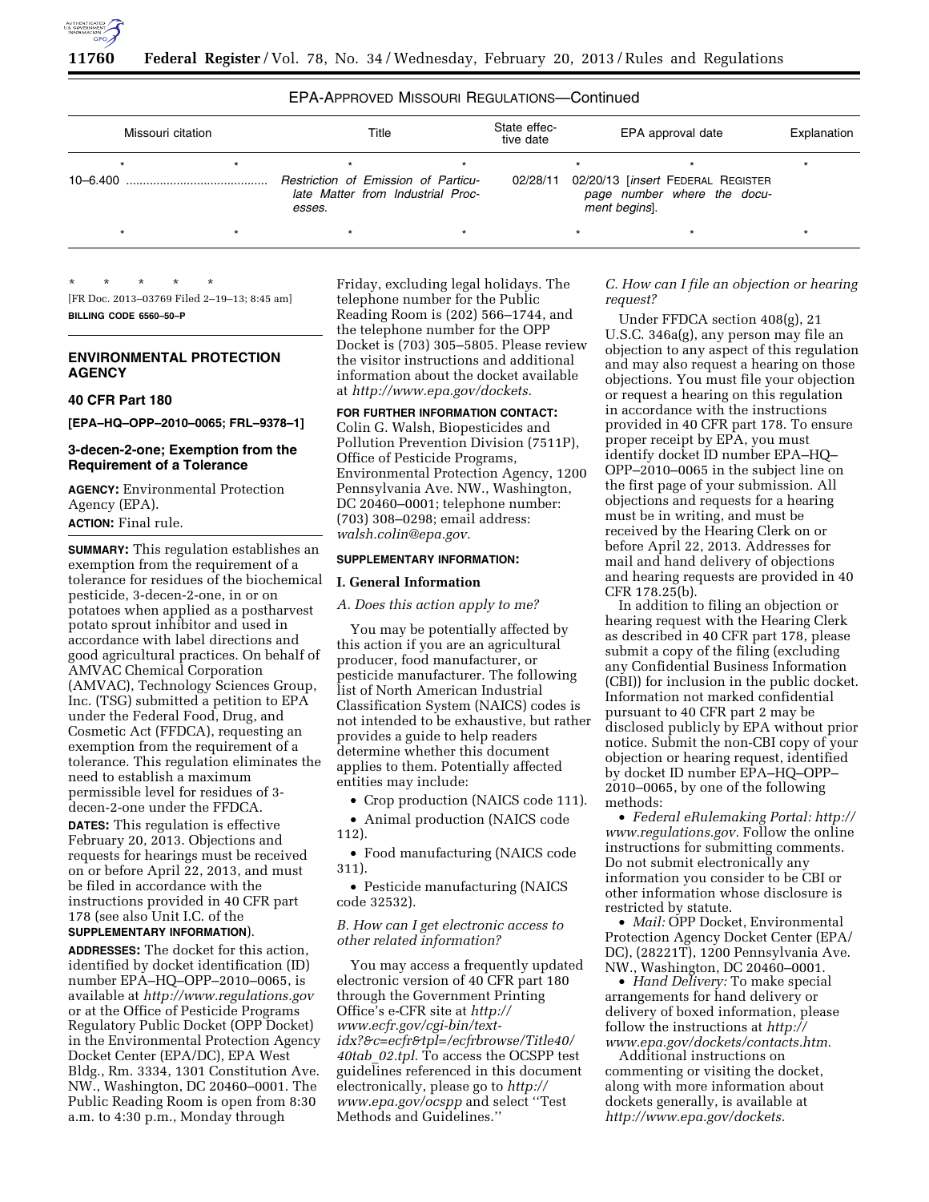EPA-APPROVED MISSOURI REGULATIONS—Continued

| Missouri citation | Title | State effective date | EPA approval date | Explanation |
| --- | --- | --- | --- | --- |
| * * | * * | * | * * | * |
| 10–6.400 | *Restriction of Emission of Particulate Matter from Industrial Processes.* | 02/28/11 | 02/20/13 [*insert* FEDERAL REGISTER *page number where the document begins*]. | |
| * * | * * | * | * * | * |

\* \* \* \* \*

[FR Doc. 2013–03769 Filed 2–19–13; 8:45 am]

**BILLING CODE 6560–50–P**

## ENVIRONMENTAL PROTECTION AGENCY

### 40 CFR Part 180

**[EPA–HQ–OPP–2010–0065; FRL–9378–1]**

### 3-decen-2-one; Exemption from the Requirement of a Tolerance

**AGENCY:** Environmental Protection Agency (EPA).

**ACTION:** Final rule.

**SUMMARY:** This regulation establishes an exemption from the requirement of a tolerance for residues of the biochemical pesticide, 3-decen-2-one, in or on potatoes when applied as a postharvest potato sprout inhibitor and used in accordance with label directions and good agricultural practices. On behalf of AMVAC Chemical Corporation (AMVAC), Technology Sciences Group, Inc. (TSG) submitted a petition to EPA under the Federal Food, Drug, and Cosmetic Act (FFDCA), requesting an exemption from the requirement of a tolerance. This regulation eliminates the need to establish a maximum permissible level for residues of 3-decen-2-one under the FFDCA.

**DATES:** This regulation is effective February 20, 2013. Objections and requests for hearings must be received on or before April 22, 2013, and must be filed in accordance with the instructions provided in 40 CFR part 178 (see also Unit I.C. of the **SUPPLEMENTARY INFORMATION**).

**ADDRESSES:** The docket for this action, identified by docket identification (ID) number EPA–HQ–OPP–2010–0065, is available at *http://www.regulations.gov* or at the Office of Pesticide Programs Regulatory Public Docket (OPP Docket) in the Environmental Protection Agency Docket Center (EPA/DC), EPA West Bldg., Rm. 3334, 1301 Constitution Ave. NW., Washington, DC 20460–0001. The Public Reading Room is open from 8:30 a.m. to 4:30 p.m., Monday through Friday, excluding legal holidays. The telephone number for the Public Reading Room is (202) 566–1744, and the telephone number for the OPP Docket is (703) 305–5805. Please review the visitor instructions and additional information about the docket available at *http://www.epa.gov/dockets.*

**FOR FURTHER INFORMATION CONTACT:** Colin G. Walsh, Biopesticides and Pollution Prevention Division (7511P), Office of Pesticide Programs, Environmental Protection Agency, 1200 Pennsylvania Ave. NW., Washington, DC 20460–0001; telephone number: (703) 308–0298; email address: *walsh.colin@epa.gov.*

**SUPPLEMENTARY INFORMATION:**

## I. General Information

### *A. Does this action apply to me?*

You may be potentially affected by this action if you are an agricultural producer, food manufacturer, or pesticide manufacturer. The following list of North American Industrial Classification System (NAICS) codes is not intended to be exhaustive, but rather provides a guide to help readers determine whether this document applies to them. Potentially affected entities may include:

- Crop production (NAICS code 111).
- Animal production (NAICS code 112).
- Food manufacturing (NAICS code 311).
- Pesticide manufacturing (NAICS code 32532).

### *B. How can I get electronic access to other related information?*

You may access a frequently updated electronic version of 40 CFR part 180 through the Government Printing Office's e-CFR site at *http://www.ecfr.gov/cgi-bin/text-idx?&c=ecfr&tpl=/ecfrbrowse/Title40/40tab_02.tpl.* To access the OCSPP test guidelines referenced in this document electronically, please go to *http://www.epa.gov/ocspp* and select ''Test Methods and Guidelines.''

### *C. How can I file an objection or hearing request?*

Under FFDCA section 408(g), 21 U.S.C. 346a(g), any person may file an objection to any aspect of this regulation and may also request a hearing on those objections. You must file your objection or request a hearing on this regulation in accordance with the instructions provided in 40 CFR part 178. To ensure proper receipt by EPA, you must identify docket ID number EPA–HQ–OPP–2010–0065 in the subject line on the first page of your submission. All objections and requests for a hearing must be in writing, and must be received by the Hearing Clerk on or before April 22, 2013. Addresses for mail and hand delivery of objections and hearing requests are provided in 40 CFR 178.25(b).

In addition to filing an objection or hearing request with the Hearing Clerk as described in 40 CFR part 178, please submit a copy of the filing (excluding any Confidential Business Information (CBI)) for inclusion in the public docket. Information not marked confidential pursuant to 40 CFR part 2 may be disclosed publicly by EPA without prior notice. Submit the non-CBI copy of your objection or hearing request, identified by docket ID number EPA–HQ–OPP–2010–0065, by one of the following methods:

- *Federal eRulemaking Portal: http://www.regulations.gov.* Follow the online instructions for submitting comments. Do not submit electronically any information you consider to be CBI or other information whose disclosure is restricted by statute.
- *Mail:* OPP Docket, Environmental Protection Agency Docket Center (EPA/DC), (28221T), 1200 Pennsylvania Ave. NW., Washington, DC 20460–0001.
- *Hand Delivery:* To make special arrangements for hand delivery or delivery of boxed information, please follow the instructions at *http://www.epa.gov/dockets/contacts.htm.*

Additional instructions on commenting or visiting the docket, along with more information about dockets generally, is available at *http://www.epa.gov/dockets.*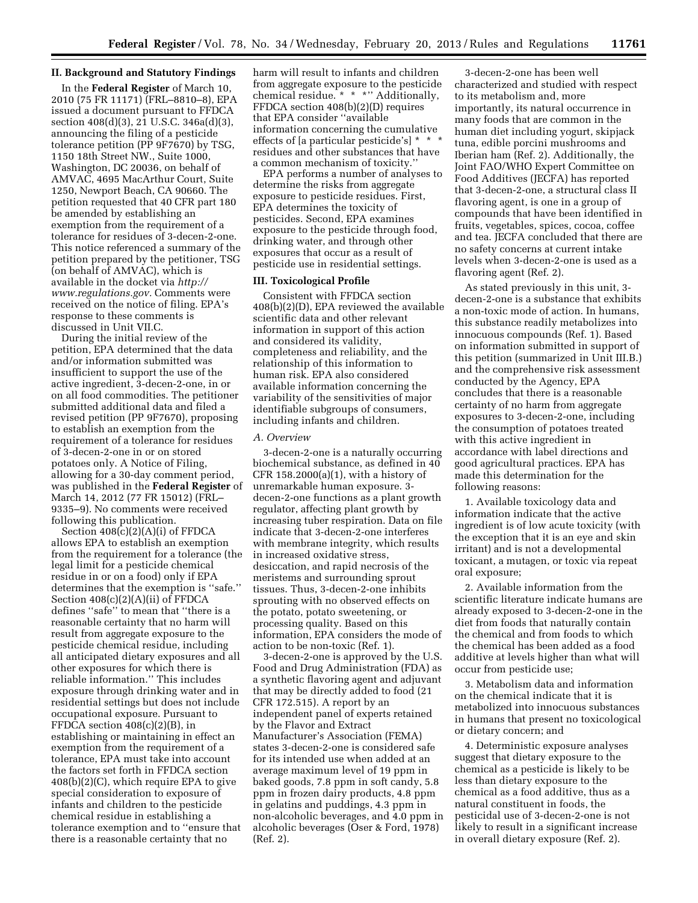## II. Background and Statutory Findings

In the **Federal Register** of March 10, 2010 (75 FR 11171) (FRL–8810–8), EPA issued a document pursuant to FFDCA section 408(d)(3), 21 U.S.C. 346a(d)(3), announcing the filing of a pesticide tolerance petition (PP 9F7670) by TSG, 1150 18th Street NW., Suite 1000, Washington, DC 20036, on behalf of AMVAC, 4695 MacArthur Court, Suite 1250, Newport Beach, CA 90660. The petition requested that 40 CFR part 180 be amended by establishing an exemption from the requirement of a tolerance for residues of 3-decen-2-one. This notice referenced a summary of the petition prepared by the petitioner, TSG (on behalf of AMVAC), which is available in the docket via *http://www.regulations.gov.* Comments were received on the notice of filing. EPA's response to these comments is discussed in Unit VII.C.

During the initial review of the petition, EPA determined that the data and/or information submitted was insufficient to support the use of the active ingredient, 3-decen-2-one, in or on all food commodities. The petitioner submitted additional data and filed a revised petition (PP 9F7670), proposing to establish an exemption from the requirement of a tolerance for residues of 3-decen-2-one in or on stored potatoes only. A Notice of Filing, allowing for a 30-day comment period, was published in the **Federal Register** of March 14, 2012 (77 FR 15012) (FRL–9335–9). No comments were received following this publication.

Section 408(c)(2)(A)(i) of FFDCA allows EPA to establish an exemption from the requirement for a tolerance (the legal limit for a pesticide chemical residue in or on a food) only if EPA determines that the exemption is ''safe.'' Section 408(c)(2)(A)(ii) of FFDCA defines ''safe'' to mean that ''there is a reasonable certainty that no harm will result from aggregate exposure to the pesticide chemical residue, including all anticipated dietary exposures and all other exposures for which there is reliable information.'' This includes exposure through drinking water and in residential settings but does not include occupational exposure. Pursuant to FFDCA section 408(c)(2)(B), in establishing or maintaining in effect an exemption from the requirement of a tolerance, EPA must take into account the factors set forth in FFDCA section 408(b)(2)(C), which require EPA to give special consideration to exposure of infants and children to the pesticide chemical residue in establishing a tolerance exemption and to ''ensure that there is a reasonable certainty that no harm will result to infants and children from aggregate exposure to the pesticide chemical residue. * * *'' Additionally, FFDCA section 408(b)(2)(D) requires that EPA consider ''available information concerning the cumulative effects of [a particular pesticide's] * * * residues and other substances that have a common mechanism of toxicity.''

EPA performs a number of analyses to determine the risks from aggregate exposure to pesticide residues. First, EPA determines the toxicity of pesticides. Second, EPA examines exposure to the pesticide through food, drinking water, and through other exposures that occur as a result of pesticide use in residential settings.

## III. Toxicological Profile

Consistent with FFDCA section 408(b)(2)(D), EPA reviewed the available scientific data and other relevant information in support of this action and considered its validity, completeness and reliability, and the relationship of this information to human risk. EPA also considered available information concerning the variability of the sensitivities of major identifiable subgroups of consumers, including infants and children.

### *A. Overview*

3-decen-2-one is a naturally occurring biochemical substance, as defined in 40 CFR 158.2000(a)(1), with a history of unremarkable human exposure. 3-decen-2-one functions as a plant growth regulator, affecting plant growth by increasing tuber respiration. Data on file indicate that 3-decen-2-one interferes with membrane integrity, which results in increased oxidative stress, desiccation, and rapid necrosis of the meristems and surrounding sprout tissues. Thus, 3-decen-2-one inhibits sprouting with no observed effects on the potato, potato sweetening, or processing quality. Based on this information, EPA considers the mode of action to be non-toxic (Ref. 1).

3-decen-2-one is approved by the U.S. Food and Drug Administration (FDA) as a synthetic flavoring agent and adjuvant that may be directly added to food (21 CFR 172.515). A report by an independent panel of experts retained by the Flavor and Extract Manufacturer's Association (FEMA) states 3-decen-2-one is considered safe for its intended use when added at an average maximum level of 19 ppm in baked goods, 7.8 ppm in soft candy, 5.8 ppm in frozen dairy products, 4.8 ppm in gelatins and puddings, 4.3 ppm in non-alcoholic beverages, and 4.0 ppm in alcoholic beverages (Oser & Ford, 1978) (Ref. 2).

3-decen-2-one has been well characterized and studied with respect to its metabolism and, more importantly, its natural occurrence in many foods that are common in the human diet including yogurt, skipjack tuna, edible porcini mushrooms and Iberian ham (Ref. 2). Additionally, the Joint FAO/WHO Expert Committee on Food Additives (JECFA) has reported that 3-decen-2-one, a structural class II flavoring agent, is one in a group of compounds that have been identified in fruits, vegetables, spices, cocoa, coffee and tea. JECFA concluded that there are no safety concerns at current intake levels when 3-decen-2-one is used as a flavoring agent (Ref. 2).

As stated previously in this unit, 3-decen-2-one is a substance that exhibits a non-toxic mode of action. In humans, this substance readily metabolizes into innocuous compounds (Ref. 1). Based on information submitted in support of this petition (summarized in Unit III.B.) and the comprehensive risk assessment conducted by the Agency, EPA concludes that there is a reasonable certainty of no harm from aggregate exposures to 3-decen-2-one, including the consumption of potatoes treated with this active ingredient in accordance with label directions and good agricultural practices. EPA has made this determination for the following reasons:

1. Available toxicology data and information indicate that the active ingredient is of low acute toxicity (with the exception that it is an eye and skin irritant) and is not a developmental toxicant, a mutagen, or toxic via repeat oral exposure;

2. Available information from the scientific literature indicate humans are already exposed to 3-decen-2-one in the diet from foods that naturally contain the chemical and from foods to which the chemical has been added as a food additive at levels higher than what will occur from pesticide use;

3. Metabolism data and information on the chemical indicate that it is metabolized into innocuous substances in humans that present no toxicological or dietary concern; and

4. Deterministic exposure analyses suggest that dietary exposure to the chemical as a pesticide is likely to be less than dietary exposure to the chemical as a food additive, thus as a natural constituent in foods, the pesticidal use of 3-decen-2-one is not likely to result in a significant increase in overall dietary exposure (Ref. 2).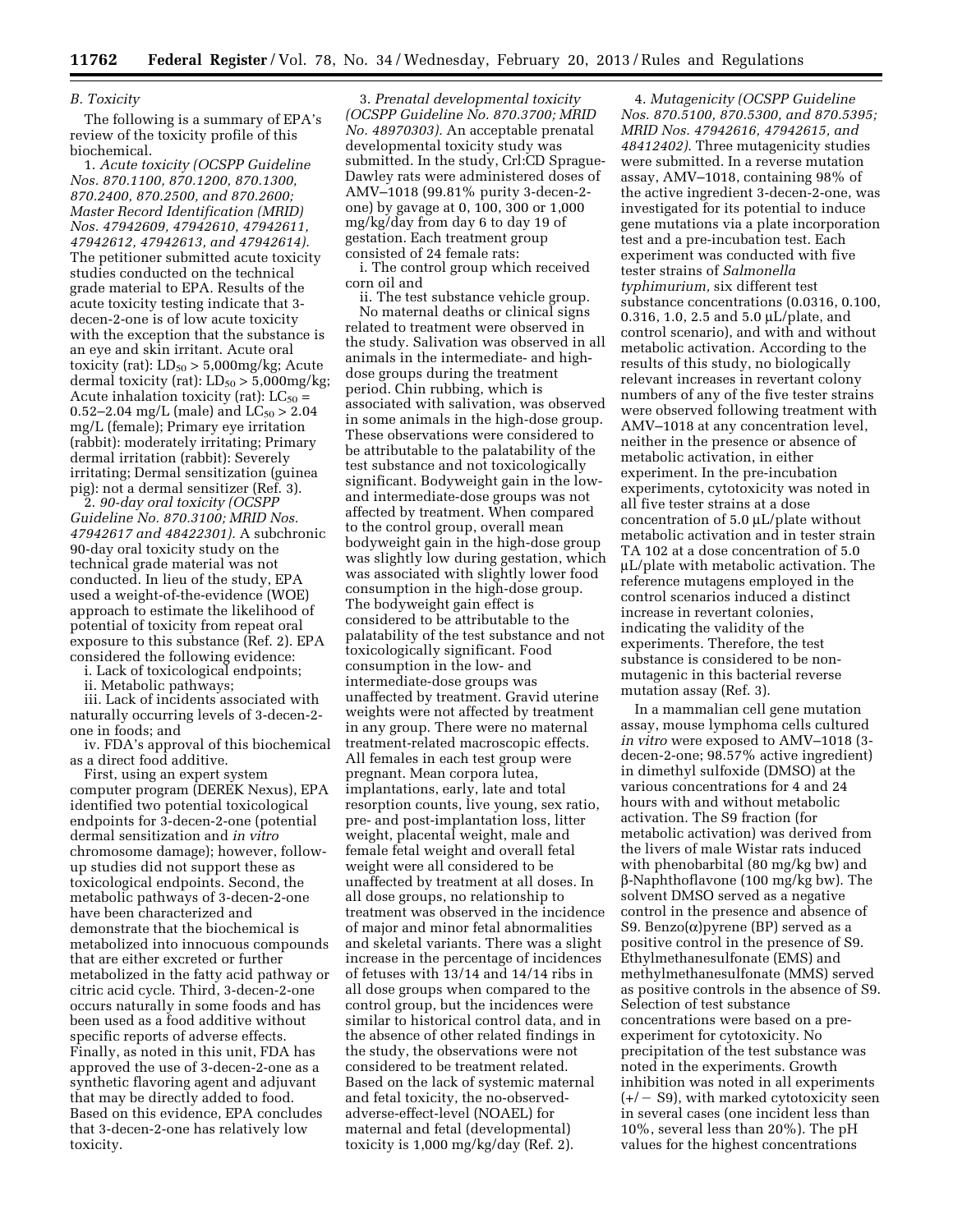*B. Toxicity*

The following is a summary of EPA's review of the toxicity profile of this biochemical.

1. *Acute toxicity (OCSPP Guideline Nos. 870.1100, 870.1200, 870.1300, 870.2400, 870.2500, and 870.2600; Master Record Identification (MRID) Nos. 47942609, 47942610, 47942611, 47942612, 47942613, and 47942614).* The petitioner submitted acute toxicity studies conducted on the technical grade material to EPA. Results of the acute toxicity testing indicate that 3-decen-2-one is of low acute toxicity with the exception that the substance is an eye and skin irritant. Acute oral toxicity (rat): $LD_{50}$ > 5,000mg/kg; Acute dermal toxicity (rat): $LD_{50}$ > 5,000mg/kg; Acute inhalation toxicity (rat): $LC_{50}$ = 0.52–2.04 mg/L (male) and $LC_{50}$ > 2.04 mg/L (female); Primary eye irritation (rabbit): moderately irritating; Primary dermal irritation (rabbit): Severely irritating; Dermal sensitization (guinea pig): not a dermal sensitizer (Ref. 3).

2. *90-day oral toxicity (OCSPP Guideline No. 870.3100; MRID Nos. 47942617 and 48422301).* A subchronic 90-day oral toxicity study on the technical grade material was not conducted. In lieu of the study, EPA used a weight-of-the-evidence (WOE) approach to estimate the likelihood of potential of toxicity from repeat oral exposure to this substance (Ref. 2). EPA considered the following evidence:

i. Lack of toxicological endpoints;

ii. Metabolic pathways;

iii. Lack of incidents associated with naturally occurring levels of 3-decen-2-one in foods; and

iv. FDA's approval of this biochemical as a direct food additive.

First, using an expert system computer program (DEREK Nexus), EPA identified two potential toxicological endpoints for 3-decen-2-one (potential dermal sensitization and *in vitro* chromosome damage); however, follow-up studies did not support these as toxicological endpoints. Second, the metabolic pathways of 3-decen-2-one have been characterized and demonstrate that the biochemical is metabolized into innocuous compounds that are either excreted or further metabolized in the fatty acid pathway or citric acid cycle. Third, 3-decen-2-one occurs naturally in some foods and has been used as a food additive without specific reports of adverse effects. Finally, as noted in this unit, FDA has approved the use of 3-decen-2-one as a synthetic flavoring agent and adjuvant that may be directly added to food. Based on this evidence, EPA concludes that 3-decen-2-one has relatively low toxicity.

3. *Prenatal developmental toxicity (OCSPP Guideline No. 870.3700; MRID No. 48970303).* An acceptable prenatal developmental toxicity study was submitted. In the study, Crl:CD Sprague-Dawley rats were administered doses of AMV–1018 (99.81% purity 3-decen-2-one) by gavage at 0, 100, 300 or 1,000 mg/kg/day from day 6 to day 19 of gestation. Each treatment group consisted of 24 female rats:

i. The control group which received corn oil and

ii. The test substance vehicle group.

No maternal deaths or clinical signs related to treatment were observed in the study. Salivation was observed in all animals in the intermediate- and high-dose groups during the treatment period. Chin rubbing, which is associated with salivation, was observed in some animals in the high-dose group. These observations were considered to be attributable to the palatability of the test substance and not toxicologically significant. Bodyweight gain in the low- and intermediate-dose groups was not affected by treatment. When compared to the control group, overall mean bodyweight gain in the high-dose group was slightly low during gestation, which was associated with slightly lower food consumption in the high-dose group. The bodyweight gain effect is considered to be attributable to the palatability of the test substance and not toxicologically significant. Food consumption in the low- and intermediate-dose groups was unaffected by treatment. Gravid uterine weights were not affected by treatment in any group. There were no maternal treatment-related macroscopic effects. All females in each test group were pregnant. Mean corpora lutea, implantations, early, late and total resorption counts, live young, sex ratio, pre- and post-implantation loss, litter weight, placental weight, male and female fetal weight and overall fetal weight were all considered to be unaffected by treatment at all doses. In all dose groups, no relationship to treatment was observed in the incidence of major and minor fetal abnormalities and skeletal variants. There was a slight increase in the percentage of incidences of fetuses with 13/14 and 14/14 ribs in all dose groups when compared to the control group, but the incidences were similar to historical control data, and in the absence of other related findings in the study, the observations were not considered to be treatment related. Based on the lack of systemic maternal and fetal toxicity, the no-observed-adverse-effect-level (NOAEL) for maternal and fetal (developmental) toxicity is 1,000 mg/kg/day (Ref. 2).

4. *Mutagenicity (OCSPP Guideline Nos. 870.5100, 870.5300, and 870.5395; MRID Nos. 47942616, 47942615, and 48412402).* Three mutagenicity studies were submitted. In a reverse mutation assay, AMV–1018, containing 98% of the active ingredient 3-decen-2-one, was investigated for its potential to induce gene mutations via a plate incorporation test and a pre-incubation test. Each experiment was conducted with five tester strains of *Salmonella typhimurium,* six different test substance concentrations (0.0316, 0.100, 0.316, 1.0, 2.5 and 5.0 μL/plate, and control scenario), and with and without metabolic activation. According to the results of this study, no biologically relevant increases in revertant colony numbers of any of the five tester strains were observed following treatment with AMV–1018 at any concentration level, neither in the presence or absence of metabolic activation, in either experiment. In the pre-incubation experiments, cytotoxicity was noted in all five tester strains at a dose concentration of 5.0 μL/plate without metabolic activation and in tester strain TA 102 at a dose concentration of 5.0 μL/plate with metabolic activation. The reference mutagens employed in the control scenarios induced a distinct increase in revertant colonies, indicating the validity of the experiments. Therefore, the test substance is considered to be non-mutagenic in this bacterial reverse mutation assay (Ref. 3).

In a mammalian cell gene mutation assay, mouse lymphoma cells cultured *in vitro* were exposed to AMV–1018 (3-decen-2-one; 98.57% active ingredient) in dimethyl sulfoxide (DMSO) at the various concentrations for 4 and 24 hours with and without metabolic activation. The S9 fraction (for metabolic activation) was derived from the livers of male Wistar rats induced with phenobarbital (80 mg/kg bw) and β-Naphthoflavone (100 mg/kg bw). The solvent DMSO served as a negative control in the presence and absence of S9. Benzo(α)pyrene (BP) served as a positive control in the presence of S9. Ethylmethanesulfonate (EMS) and methylmethanesulfonate (MMS) served as positive controls in the absence of S9. Selection of test substance concentrations were based on a pre-experiment for cytotoxicity. No precipitation of the test substance was noted in the experiments. Growth inhibition was noted in all experiments (+/− S9), with marked cytotoxicity seen in several cases (one incident less than 10%, several less than 20%). The pH values for the highest concentrations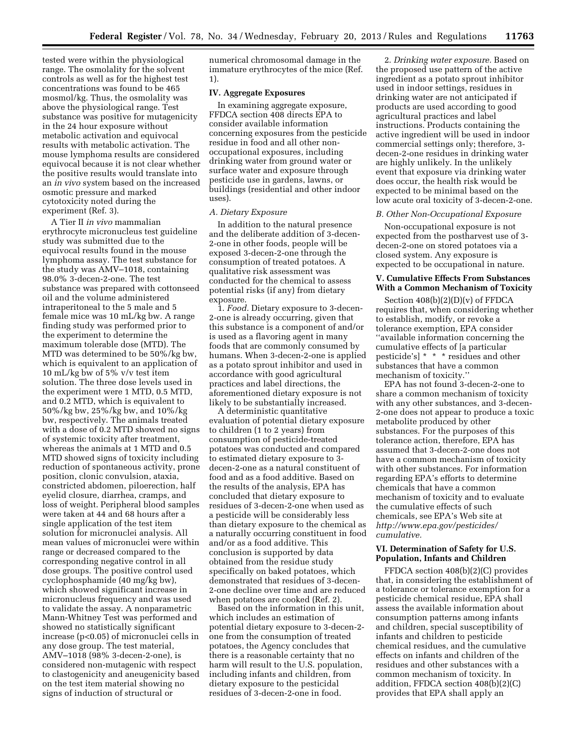tested were within the physiological range. The osmolality for the solvent controls as well as for the highest test concentrations was found to be 465 mosmol/kg. Thus, the osmolality was above the physiological range. Test substance was positive for mutagenicity in the 24 hour exposure without metabolic activation and equivocal results with metabolic activation. The mouse lymphoma results are considered equivocal because it is not clear whether the positive results would translate into an *in vivo* system based on the increased osmotic pressure and marked cytotoxicity noted during the experiment (Ref. 3).

A Tier II *in vivo* mammalian erythrocyte micronucleus test guideline study was submitted due to the equivocal results found in the mouse lymphoma assay. The test substance for the study was AMV–1018, containing 98.0% 3-decen-2-one. The test substance was prepared with cottonseed oil and the volume administered intraperitoneal to the 5 male and 5 female mice was 10 mL/kg bw. A range finding study was performed prior to the experiment to determine the maximum tolerable dose (MTD). The MTD was determined to be 50%/kg bw, which is equivalent to an application of 10 mL/kg bw of 5% v/v test item solution. The three dose levels used in the experiment were 1 MTD, 0.5 MTD, and 0.2 MTD, which is equivalent to 50%/kg bw, 25%/kg bw, and 10%/kg bw, respectively. The animals treated with a dose of 0.2 MTD showed no signs of systemic toxicity after treatment, whereas the animals at 1 MTD and 0.5 MTD showed signs of toxicity including reduction of spontaneous activity, prone position, clonic convulsion, ataxia, constricted abdomen, piloerection, half eyelid closure, diarrhea, cramps, and loss of weight. Peripheral blood samples were taken at 44 and 68 hours after a single application of the test item solution for micronuclei analysis. All mean values of micronuclei were within range or decreased compared to the corresponding negative control in all dose groups. The positive control used cyclophosphamide (40 mg/kg bw), which showed significant increase in micronucleus frequency and was used to validate the assay. A nonparametric Mann-Whitney Test was performed and showed no statistically significant increase ($p<0.05$) of micronuclei cells in any dose group. The test material, AMV–1018 (98% 3-decen-2-one), is considered non-mutagenic with respect to clastogenicity and aneugenicity based on the test item material showing no signs of induction of structural or numerical chromosomal damage in the immature erythrocytes of the mice (Ref. 1).

## IV. Aggregate Exposures

In examining aggregate exposure, FFDCA section 408 directs EPA to consider available information concerning exposures from the pesticide residue in food and all other non-occupational exposures, including drinking water from ground water or surface water and exposure through pesticide use in gardens, lawns, or buildings (residential and other indoor uses).

### *A. Dietary Exposure*

In addition to the natural presence and the deliberate addition of 3-decen-2-one in other foods, people will be exposed 3-decen-2-one through the consumption of treated potatoes. A qualitative risk assessment was conducted for the chemical to assess potential risks (if any) from dietary exposure.

1. *Food.* Dietary exposure to 3-decen-2-one is already occurring, given that this substance is a component of and/or is used as a flavoring agent in many foods that are commonly consumed by humans. When 3-decen-2-one is applied as a potato sprout inhibitor and used in accordance with good agricultural practices and label directions, the aforementioned dietary exposure is not likely to be substantially increased.

A deterministic quantitative evaluation of potential dietary exposure to children (1 to 2 years) from consumption of pesticide-treated potatoes was conducted and compared to estimated dietary exposure to 3-decen-2-one as a natural constituent of food and as a food additive. Based on the results of the analysis, EPA has concluded that dietary exposure to residues of 3-decen-2-one when used as a pesticide will be considerably less than dietary exposure to the chemical as a naturally occurring constituent in food and/or as a food additive. This conclusion is supported by data obtained from the residue study specifically on baked potatoes, which demonstrated that residues of 3-decen-2-one decline over time and are reduced when potatoes are cooked (Ref. 2).

Based on the information in this unit, which includes an estimation of potential dietary exposure to 3-decen-2-one from the consumption of treated potatoes, the Agency concludes that there is a reasonable certainty that no harm will result to the U.S. population, including infants and children, from dietary exposure to the pesticidal residues of 3-decen-2-one in food.

2. *Drinking water exposure.* Based on the proposed use pattern of the active ingredient as a potato sprout inhibitor used in indoor settings, residues in drinking water are not anticipated if products are used according to good agricultural practices and label instructions. Products containing the active ingredient will be used in indoor commercial settings only; therefore, 3-decen-2-one residues in drinking water are highly unlikely. In the unlikely event that exposure via drinking water does occur, the health risk would be expected to be minimal based on the low acute oral toxicity of 3-decen-2-one.

### *B. Other Non-Occupational Exposure*

Non-occupational exposure is not expected from the postharvest use of 3-decen-2-one on stored potatoes via a closed system. Any exposure is expected to be occupational in nature.

## V. Cumulative Effects From Substances With a Common Mechanism of Toxicity

Section 408(b)(2)(D)(v) of FFDCA requires that, when considering whether to establish, modify, or revoke a tolerance exemption, EPA consider ''available information concerning the cumulative effects of [a particular pesticide's] * * * residues and other substances that have a common mechanism of toxicity.''

EPA has not found 3-decen-2-one to share a common mechanism of toxicity with any other substances, and 3-decen-2-one does not appear to produce a toxic metabolite produced by other substances. For the purposes of this tolerance action, therefore, EPA has assumed that 3-decen-2-one does not have a common mechanism of toxicity with other substances. For information regarding EPA's efforts to determine chemicals that have a common mechanism of toxicity and to evaluate the cumulative effects of such chemicals, see EPA's Web site at *http://www.epa.gov/pesticides/cumulative.*

## VI. Determination of Safety for U.S. Population, Infants and Children

FFDCA section 408(b)(2)(C) provides that, in considering the establishment of a tolerance or tolerance exemption for a pesticide chemical residue, EPA shall assess the available information about consumption patterns among infants and children, special susceptibility of infants and children to pesticide chemical residues, and the cumulative effects on infants and children of the residues and other substances with a common mechanism of toxicity. In addition, FFDCA section 408(b)(2)(C) provides that EPA shall apply an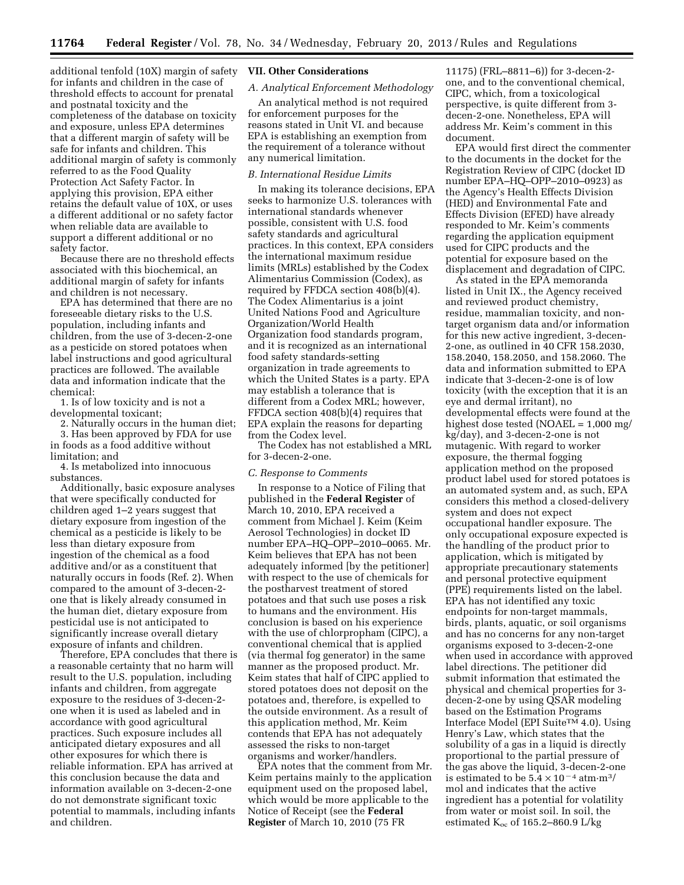additional tenfold (10X) margin of safety for infants and children in the case of threshold effects to account for prenatal and postnatal toxicity and the completeness of the database on toxicity and exposure, unless EPA determines that a different margin of safety will be safe for infants and children. This additional margin of safety is commonly referred to as the Food Quality Protection Act Safety Factor. In applying this provision, EPA either retains the default value of 10X, or uses a different additional or no safety factor when reliable data are available to support a different additional or no safety factor.

Because there are no threshold effects associated with this biochemical, an additional margin of safety for infants and children is not necessary.

EPA has determined that there are no foreseeable dietary risks to the U.S. population, including infants and children, from the use of 3-decen-2-one as a pesticide on stored potatoes when label instructions and good agricultural practices are followed. The available data and information indicate that the chemical:

1. Is of low toxicity and is not a developmental toxicant;
2. Naturally occurs in the human diet;
3. Has been approved by FDA for use in foods as a food additive without limitation; and
4. Is metabolized into innocuous substances.

Additionally, basic exposure analyses that were specifically conducted for children aged 1–2 years suggest that dietary exposure from ingestion of the chemical as a pesticide is likely to be less than dietary exposure from ingestion of the chemical as a food additive and/or as a constituent that naturally occurs in foods (Ref. 2). When compared to the amount of 3-decen-2-one that is likely already consumed in the human diet, dietary exposure from pesticidal use is not anticipated to significantly increase overall dietary exposure of infants and children.

Therefore, EPA concludes that there is a reasonable certainty that no harm will result to the U.S. population, including infants and children, from aggregate exposure to the residues of 3-decen-2-one when it is used as labeled and in accordance with good agricultural practices. Such exposure includes all anticipated dietary exposures and all other exposures for which there is reliable information. EPA has arrived at this conclusion because the data and information available on 3-decen-2-one do not demonstrate significant toxic potential to mammals, including infants and children.

## VII. Other Considerations

### A. Analytical Enforcement Methodology

An analytical method is not required for enforcement purposes for the reasons stated in Unit VI. and because EPA is establishing an exemption from the requirement of a tolerance without any numerical limitation.

### B. International Residue Limits

In making its tolerance decisions, EPA seeks to harmonize U.S. tolerances with international standards whenever possible, consistent with U.S. food safety standards and agricultural practices. In this context, EPA considers the international maximum residue limits (MRLs) established by the Codex Alimentarius Commission (Codex), as required by FFDCA section 408(b)(4). The Codex Alimentarius is a joint United Nations Food and Agriculture Organization/World Health Organization food standards program, and it is recognized as an international food safety standards-setting organization in trade agreements to which the United States is a party. EPA may establish a tolerance that is different from a Codex MRL; however, FFDCA section 408(b)(4) requires that EPA explain the reasons for departing from the Codex level.

The Codex has not established a MRL for 3-decen-2-one.

### C. Response to Comments

In response to a Notice of Filing that published in the **Federal Register** of March 10, 2010, EPA received a comment from Michael J. Keim (Keim Aerosol Technologies) in docket ID number EPA–HQ–OPP–2010–0065. Mr. Keim believes that EPA has not been adequately informed [by the petitioner] with respect to the use of chemicals for the postharvest treatment of stored potatoes and that such use poses a risk to humans and the environment. His conclusion is based on his experience with the use of chlorpropham (CIPC), a conventional chemical that is applied (via thermal fog generator) in the same manner as the proposed product. Mr. Keim states that half of CIPC applied to stored potatoes does not deposit on the potatoes and, therefore, is expelled to the outside environment. As a result of this application method, Mr. Keim contends that EPA has not adequately assessed the risks to non-target organisms and worker/handlers.

EPA notes that the comment from Mr. Keim pertains mainly to the application equipment used on the proposed label, which would be more applicable to the Notice of Receipt (see the **Federal Register** of March 10, 2010 (75 FR 11175) (FRL–8811–6)) for 3-decen-2-one, and to the conventional chemical, CIPC, which, from a toxicological perspective, is quite different from 3-decen-2-one. Nonetheless, EPA will address Mr. Keim's comment in this document.

EPA would first direct the commenter to the documents in the docket for the Registration Review of CIPC (docket ID number EPA–HQ–OPP–2010–0923) as the Agency's Health Effects Division (HED) and Environmental Fate and Effects Division (EFED) have already responded to Mr. Keim's comments regarding the application equipment used for CIPC products and the potential for exposure based on the displacement and degradation of CIPC.

As stated in the EPA memoranda listed in Unit IX., the Agency received and reviewed product chemistry, residue, mammalian toxicity, and non-target organism data and/or information for this new active ingredient, 3-decen-2-one, as outlined in 40 CFR 158.2030, 158.2040, 158.2050, and 158.2060. The data and information submitted to EPA indicate that 3-decen-2-one is of low toxicity (with the exception that it is an eye and dermal irritant), no developmental effects were found at the highest dose tested (NOAEL = 1,000 mg/kg/day), and 3-decen-2-one is not mutagenic. With regard to worker exposure, the thermal fogging application method on the proposed product label used for stored potatoes is an automated system and, as such, EPA considers this method a closed-delivery system and does not expect occupational handler exposure. The only occupational exposure expected is the handling of the product prior to application, which is mitigated by appropriate precautionary statements and personal protective equipment (PPE) requirements listed on the label. EPA has not identified any toxic endpoints for non-target mammals, birds, plants, aquatic, or soil organisms and has no concerns for any non-target organisms exposed to 3-decen-2-one when used in accordance with approved label directions. The petitioner did submit information that estimated the physical and chemical properties for 3-decen-2-one by using QSAR modeling based on the Estimation Programs Interface Model (EPI Suite™ 4.0). Using Henry's Law, which states that the solubility of a gas in a liquid is directly proportional to the partial pressure of the gas above the liquid, 3-decen-2-one is estimated to be $5.4 \times 10^{-4}$ atm·m$^3$/mol and indicates that the active ingredient has a potential for volatility from water or moist soil. In soil, the estimated $K_{oc}$ of 165.2–860.9 L/kg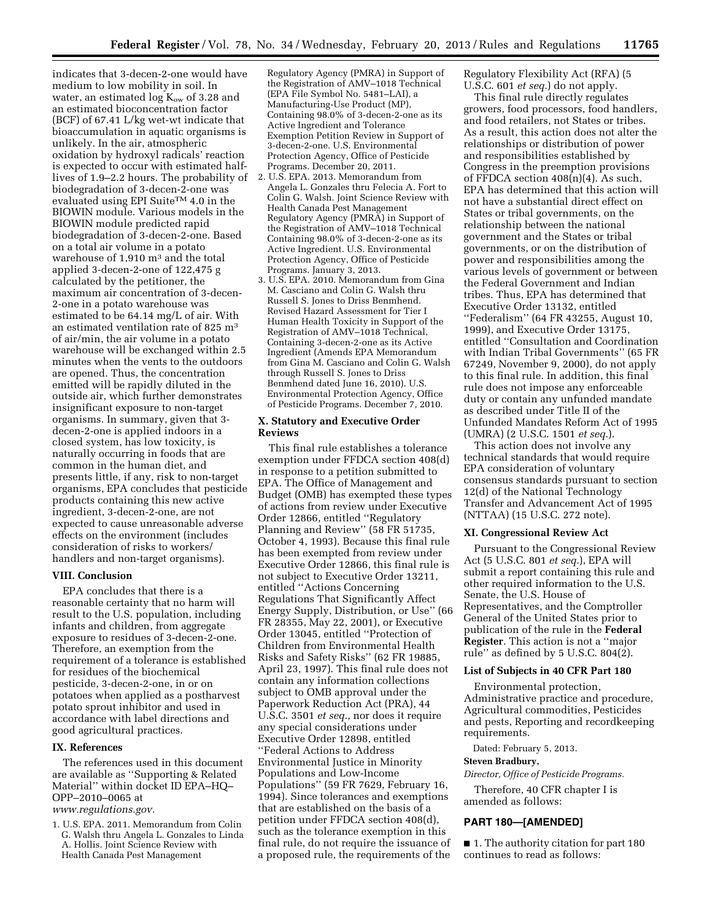indicates that 3-decen-2-one would have medium to low mobility in soil. In water, an estimated log $K_{ow}$ of 3.28 and an estimated bioconcentration factor (BCF) of 67.41 L/kg wet-wt indicate that bioaccumulation in aquatic organisms is unlikely. In the air, atmospheric oxidation by hydroxyl radicals' reaction is expected to occur with estimated half-lives of 1.9–2.2 hours. The probability of biodegradation of 3-decen-2-one was evaluated using EPI Suite™ 4.0 in the BIOWIN module. Various models in the BIOWIN module predicted rapid biodegradation of 3-decen-2-one. Based on a total air volume in a potato warehouse of 1,910 $m^3$ and the total applied 3-decen-2-one of 122,475 g calculated by the petitioner, the maximum air concentration of 3-decen-2-one in a potato warehouse was estimated to be 64.14 mg/L of air. With an estimated ventilation rate of 825 $m^3$ of air/min, the air volume in a potato warehouse will be exchanged within 2.5 minutes when the vents to the outdoors are opened. Thus, the concentration emitted will be rapidly diluted in the outside air, which further demonstrates insignificant exposure to non-target organisms. In summary, given that 3-decen-2-one is applied indoors in a closed system, has low toxicity, is naturally occurring in foods that are common in the human diet, and presents little, if any, risk to non-target organisms, EPA concludes that pesticide products containing this new active ingredient, 3-decen-2-one, are not expected to cause unreasonable adverse effects on the environment (includes consideration of risks to workers/handlers and non-target organisms).

### VIII. Conclusion

EPA concludes that there is a reasonable certainty that no harm will result to the U.S. population, including infants and children, from aggregate exposure to residues of 3-decen-2-one. Therefore, an exemption from the requirement of a tolerance is established for residues of the biochemical pesticide, 3-decen-2-one, in or on potatoes when applied as a postharvest potato sprout inhibitor and used in accordance with label directions and good agricultural practices.

### IX. References

The references used in this document are available as ''Supporting & Related Material'' within docket ID EPA–HQ–OPP–2010–0065 at *www.regulations.gov.*

1. U.S. EPA. 2011. Memorandum from Colin G. Walsh thru Angela L. Gonzales to Linda A. Hollis. Joint Science Review with Health Canada Pest Management Regulatory Agency (PMRA) in Support of the Registration of AMV–1018 Technical (EPA File Symbol No. 5481–LAI), a Manufacturing-Use Product (MP), Containing 98.0% of 3-decen-2-one as its Active Ingredient and Tolerance Exemption Petition Review in Support of 3-decen-2-one. U.S. Environmental Protection Agency, Office of Pesticide Programs. December 20, 2011.
2. U.S. EPA. 2013. Memorandum from Angela L. Gonzales thru Felecia A. Fort to Colin G. Walsh. Joint Science Review with Health Canada Pest Management Regulatory Agency (PMRA) in Support of the Registration of AMV–1018 Technical Containing 98.0% of 3-decen-2-one as its Active Ingredient. U.S. Environmental Protection Agency, Office of Pesticide Programs. January 3, 2013.
3. U.S. EPA. 2010. Memorandum from Gina M. Casciano and Colin G. Walsh thru Russell S. Jones to Driss Benmhend. Revised Hazard Assessment for Tier I Human Health Toxicity in Support of the Registration of AMV–1018 Technical, Containing 3-decen-2-one as its Active Ingredient (Amends EPA Memorandum from Gina M. Casciano and Colin G. Walsh through Russell S. Jones to Driss Benmhend dated June 16, 2010). U.S. Environmental Protection Agency, Office of Pesticide Programs. December 7, 2010.

### X. Statutory and Executive Order Reviews

This final rule establishes a tolerance exemption under FFDCA section 408(d) in response to a petition submitted to EPA. The Office of Management and Budget (OMB) has exempted these types of actions from review under Executive Order 12866, entitled ''Regulatory Planning and Review'' (58 FR 51735, October 4, 1993). Because this final rule has been exempted from review under Executive Order 12866, this final rule is not subject to Executive Order 13211, entitled ''Actions Concerning Regulations That Significantly Affect Energy Supply, Distribution, or Use'' (66 FR 28355, May 22, 2001), or Executive Order 13045, entitled ''Protection of Children from Environmental Health Risks and Safety Risks'' (62 FR 19885, April 23, 1997). This final rule does not contain any information collections subject to OMB approval under the Paperwork Reduction Act (PRA), 44 U.S.C. 3501 *et seq.,* nor does it require any special considerations under Executive Order 12898, entitled ''Federal Actions to Address Environmental Justice in Minority Populations and Low-Income Populations'' (59 FR 7629, February 16, 1994). Since tolerances and exemptions that are established on the basis of a petition under FFDCA section 408(d), such as the tolerance exemption in this final rule, do not require the issuance of a proposed rule, the requirements of the Regulatory Flexibility Act (RFA) (5 U.S.C. 601 *et seq.*) do not apply.

This final rule directly regulates growers, food processors, food handlers, and food retailers, not States or tribes. As a result, this action does not alter the relationships or distribution of power and responsibilities established by Congress in the preemption provisions of FFDCA section 408(n)(4). As such, EPA has determined that this action will not have a substantial direct effect on States or tribal governments, on the relationship between the national government and the States or tribal governments, or on the distribution of power and responsibilities among the various levels of government or between the Federal Government and Indian tribes. Thus, EPA has determined that Executive Order 13132, entitled ''Federalism'' (64 FR 43255, August 10, 1999), and Executive Order 13175, entitled ''Consultation and Coordination with Indian Tribal Governments'' (65 FR 67249, November 9, 2000), do not apply to this final rule. In addition, this final rule does not impose any enforceable duty or contain any unfunded mandate as described under Title II of the Unfunded Mandates Reform Act of 1995 (UMRA) (2 U.S.C. 1501 *et seq.*).

This action does not involve any technical standards that would require EPA consideration of voluntary consensus standards pursuant to section 12(d) of the National Technology Transfer and Advancement Act of 1995 (NTTAA) (15 U.S.C. 272 note).

### XI. Congressional Review Act

Pursuant to the Congressional Review Act (5 U.S.C. 801 *et seq.*), EPA will submit a report containing this rule and other required information to the U.S. Senate, the U.S. House of Representatives, and the Comptroller General of the United States prior to publication of the rule in the **Federal Register**. This action is not a ''major rule'' as defined by 5 U.S.C. 804(2).

### List of Subjects in 40 CFR Part 180

Environmental protection, Administrative practice and procedure, Agricultural commodities, Pesticides and pests, Reporting and recordkeeping requirements.

Dated: February 5, 2013.

**Steven Bradbury,**

*Director, Office of Pesticide Programs.*

Therefore, 40 CFR chapter I is amended as follows:

## PART 180—[AMENDED]

■ 1. The authority citation for part 180 continues to read as follows: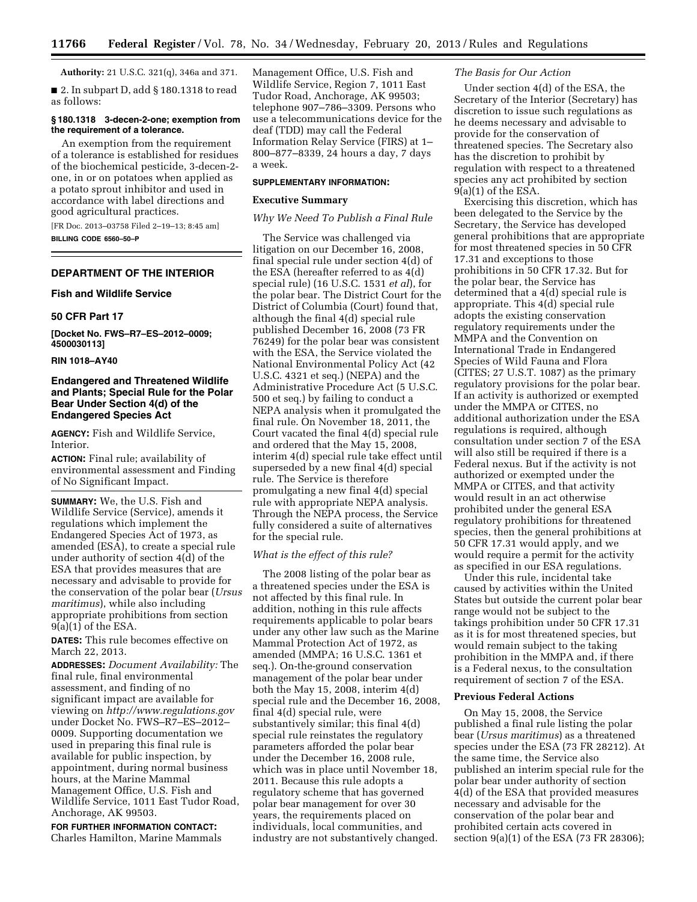**Authority:** 21 U.S.C. 321(q), 346a and 371.

■ 2. In subpart D, add § 180.1318 to read as follows:

**§ 180.1318 3-decen-2-one; exemption from the requirement of a tolerance.**

An exemption from the requirement of a tolerance is established for residues of the biochemical pesticide, 3-decen-2-one, in or on potatoes when applied as a potato sprout inhibitor and used in accordance with label directions and good agricultural practices.

[FR Doc. 2013–03758 Filed 2–19–13; 8:45 am]

**BILLING CODE 6560–50–P**

---

## DEPARTMENT OF THE INTERIOR

### Fish and Wildlife Service

### 50 CFR Part 17

**[Docket No. FWS–R7–ES–2012–0009; 4500030113]**

**RIN 1018–AY40**

## Endangered and Threatened Wildlife and Plants; Special Rule for the Polar Bear Under Section 4(d) of the Endangered Species Act

**AGENCY:** Fish and Wildlife Service, Interior.

**ACTION:** Final rule; availability of environmental assessment and Finding of No Significant Impact.

**SUMMARY:** We, the U.S. Fish and Wildlife Service (Service), amends it regulations which implement the Endangered Species Act of 1973, as amended (ESA), to create a special rule under authority of section 4(d) of the ESA that provides measures that are necessary and advisable to provide for the conservation of the polar bear (*Ursus maritimus*), while also including appropriate prohibitions from section 9(a)(1) of the ESA.

**DATES:** This rule becomes effective on March 22, 2013.

**ADDRESSES:** *Document Availability:* The final rule, final environmental assessment, and finding of no significant impact are available for viewing on *http://www.regulations.gov* under Docket No. FWS–R7–ES–2012–0009. Supporting documentation we used in preparing this final rule is available for public inspection, by appointment, during normal business hours, at the Marine Mammal Management Office, U.S. Fish and Wildlife Service, 1011 East Tudor Road, Anchorage, AK 99503.

**FOR FURTHER INFORMATION CONTACT:** Charles Hamilton, Marine Mammals Management Office, U.S. Fish and Wildlife Service, Region 7, 1011 East Tudor Road, Anchorage, AK 99503; telephone 907–786–3309. Persons who use a telecommunications device for the deaf (TDD) may call the Federal Information Relay Service (FIRS) at 1–800–877–8339, 24 hours a day, 7 days a week.

**SUPPLEMENTARY INFORMATION:**

### Executive Summary

*Why We Need To Publish a Final Rule*

The Service was challenged via litigation on our December 16, 2008, final special rule under section 4(d) of the ESA (hereafter referred to as 4(d) special rule) (16 U.S.C. 1531 *et al*), for the polar bear. The District Court for the District of Columbia (Court) found that, although the final 4(d) special rule published December 16, 2008 (73 FR 76249) for the polar bear was consistent with the ESA, the Service violated the National Environmental Policy Act (42 U.S.C. 4321 et seq.) (NEPA) and the Administrative Procedure Act (5 U.S.C. 500 et seq.) by failing to conduct a NEPA analysis when it promulgated the final rule. On November 18, 2011, the Court vacated the final 4(d) special rule and ordered that the May 15, 2008, interim 4(d) special rule take effect until superseded by a new final 4(d) special rule. The Service is therefore promulgating a new final 4(d) special rule with appropriate NEPA analysis. Through the NEPA process, the Service fully considered a suite of alternatives for the special rule.

*What is the effect of this rule?*

The 2008 listing of the polar bear as a threatened species under the ESA is not affected by this final rule. In addition, nothing in this rule affects requirements applicable to polar bears under any other law such as the Marine Mammal Protection Act of 1972, as amended (MMPA; 16 U.S.C. 1361 et seq.). On-the-ground conservation management of the polar bear under both the May 15, 2008, interim 4(d) special rule and the December 16, 2008, final 4(d) special rule, were substantively similar; this final 4(d) special rule reinstates the regulatory parameters afforded the polar bear under the December 16, 2008 rule, which was in place until November 18, 2011. Because this rule adopts a regulatory scheme that has governed polar bear management for over 30 years, the requirements placed on individuals, local communities, and industry are not substantively changed.

*The Basis for Our Action*

Under section 4(d) of the ESA, the Secretary of the Interior (Secretary) has discretion to issue such regulations as he deems necessary and advisable to provide for the conservation of threatened species. The Secretary also has the discretion to prohibit by regulation with respect to a threatened species any act prohibited by section 9(a)(1) of the ESA.

Exercising this discretion, which has been delegated to the Service by the Secretary, the Service has developed general prohibitions that are appropriate for most threatened species in 50 CFR 17.31 and exceptions to those prohibitions in 50 CFR 17.32. But for the polar bear, the Service has determined that a 4(d) special rule is appropriate. This 4(d) special rule adopts the existing conservation regulatory requirements under the MMPA and the Convention on International Trade in Endangered Species of Wild Fauna and Flora (CITES; 27 U.S.T. 1087) as the primary regulatory provisions for the polar bear. If an activity is authorized or exempted under the MMPA or CITES, no additional authorization under the ESA regulations is required, although consultation under section 7 of the ESA will also still be required if there is a Federal nexus. But if the activity is not authorized or exempted under the MMPA or CITES, and that activity would result in an act otherwise prohibited under the general ESA regulatory prohibitions for threatened species, then the general prohibitions at 50 CFR 17.31 would apply, and we would require a permit for the activity as specified in our ESA regulations.

Under this rule, incidental take caused by activities within the United States but outside the current polar bear range would not be subject to the takings prohibition under 50 CFR 17.31 as it is for most threatened species, but would remain subject to the taking prohibition in the MMPA and, if there is a Federal nexus, to the consultation requirement of section 7 of the ESA.

### Previous Federal Actions

On May 15, 2008, the Service published a final rule listing the polar bear (*Ursus maritimus*) as a threatened species under the ESA (73 FR 28212). At the same time, the Service also published an interim special rule for the polar bear under authority of section 4(d) of the ESA that provided measures necessary and advisable for the conservation of the polar bear and prohibited certain acts covered in section 9(a)(1) of the ESA (73 FR 28306);